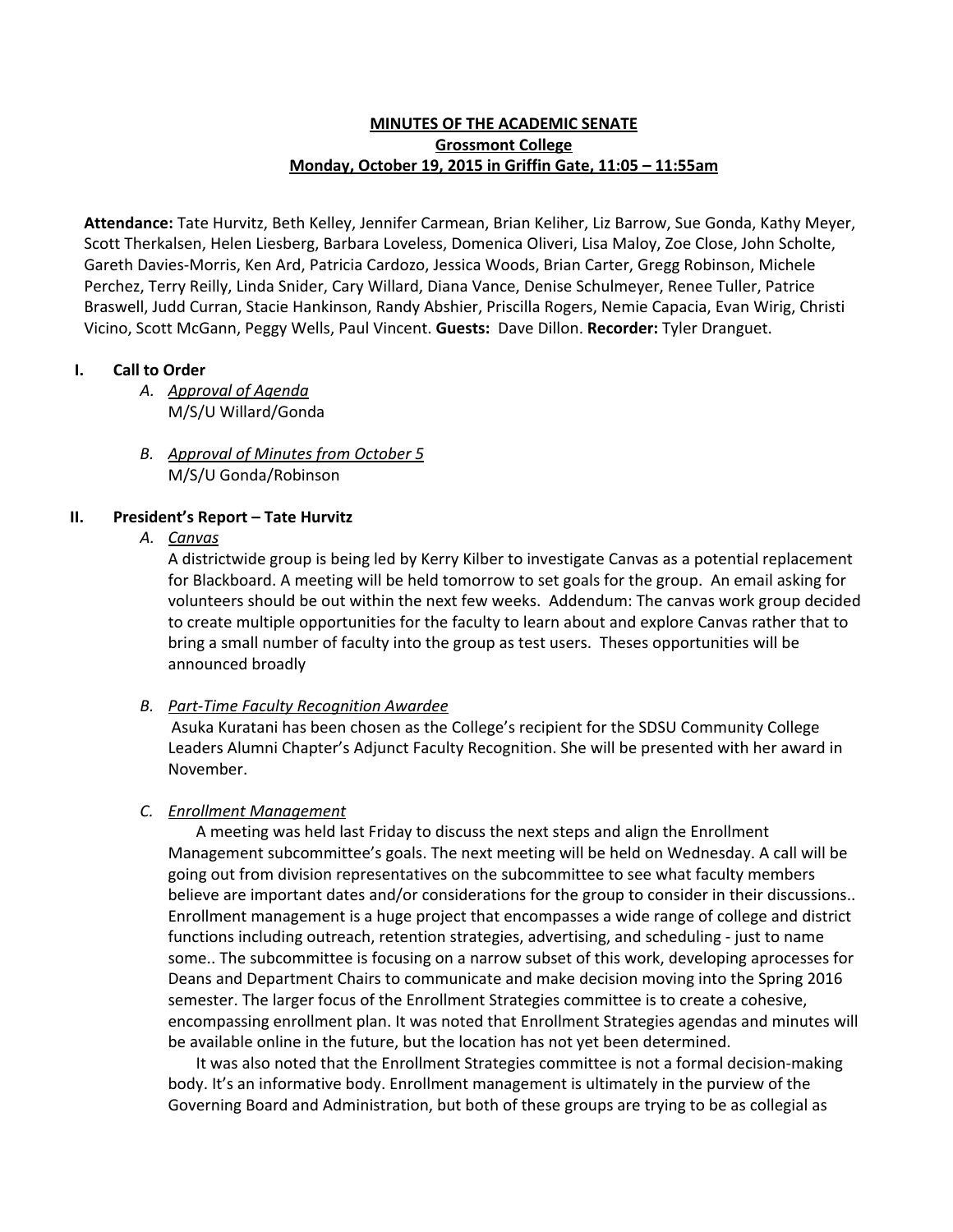**MINUTES OF THE ACADEMIC SENATE**
**Grossmont College**
**Monday, October 19, 2015 in Griffin Gate, 11:05 – 11:55am**

**Attendance:** Tate Hurvitz, Beth Kelley, Jennifer Carmean, Brian Keliher, Liz Barrow, Sue Gonda, Kathy Meyer, Scott Therkalsen, Helen Liesberg, Barbara Loveless, Domenica Oliveri, Lisa Maloy, Zoe Close, John Scholte, Gareth Davies-Morris, Ken Ard, Patricia Cardozo, Jessica Woods, Brian Carter, Gregg Robinson, Michele Perchez, Terry Reilly, Linda Snider, Cary Willard, Diana Vance, Denise Schulmeyer, Renee Tuller, Patrice Braswell, Judd Curran, Stacie Hankinson, Randy Abshier, Priscilla Rogers, Nemie Capacia, Evan Wirig, Christi Vicino, Scott McGann, Peggy Wells, Paul Vincent. **Guests:** Dave Dillon. **Recorder:** Tyler Dranguet.

## I. Call to Order

*A. Approval of Agenda*
M/S/U Willard/Gonda

*B. Approval of Minutes from October 5*
M/S/U Gonda/Robinson

## II. President's Report – Tate Hurvitz

*A. Canvas*
A districtwide group is being led by Kerry Kilber to investigate Canvas as a potential replacement for Blackboard. A meeting will be held tomorrow to set goals for the group. An email asking for volunteers should be out within the next few weeks. Addendum: The canvas work group decided to create multiple opportunities for the faculty to learn about and explore Canvas rather that to bring a small number of faculty into the group as test users. Theses opportunities will be announced broadly

*B. Part-Time Faculty Recognition Awardee*
Asuka Kuratani has been chosen as the College's recipient for the SDSU Community College Leaders Alumni Chapter's Adjunct Faculty Recognition. She will be presented with her award in November.

*C. Enrollment Management*
A meeting was held last Friday to discuss the next steps and align the Enrollment Management subcommittee's goals. The next meeting will be held on Wednesday. A call will be going out from division representatives on the subcommittee to see what faculty members believe are important dates and/or considerations for the group to consider in their discussions.. Enrollment management is a huge project that encompasses a wide range of college and district functions including outreach, retention strategies, advertising, and scheduling - just to name some.. The subcommittee is focusing on a narrow subset of this work, developing aprocesses for Deans and Department Chairs to communicate and make decision moving into the Spring 2016 semester. The larger focus of the Enrollment Strategies committee is to create a cohesive, encompassing enrollment plan. It was noted that Enrollment Strategies agendas and minutes will be available online in the future, but the location has not yet been determined.

It was also noted that the Enrollment Strategies committee is not a formal decision-making body. It's an informative body. Enrollment management is ultimately in the purview of the Governing Board and Administration, but both of these groups are trying to be as collegial as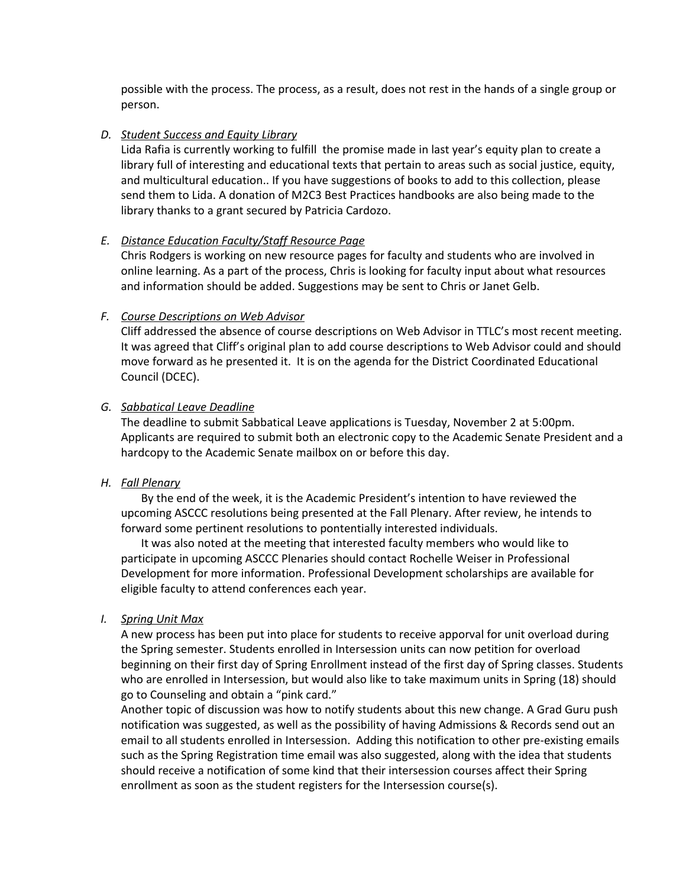possible with the process. The process, as a result, does not rest in the hands of a single group or person.

*D. <u>Student Success and Equity Library</u>*

Lida Rafia is currently working to fulfill  the promise made in last year's equity plan to create a library full of interesting and educational texts that pertain to areas such as social justice, equity, and multicultural education.. If you have suggestions of books to add to this collection, please send them to Lida. A donation of M2C3 Best Practices handbooks are also being made to the library thanks to a grant secured by Patricia Cardozo.

*E. <u>Distance Education Faculty/Staff Resource Page</u>*

Chris Rodgers is working on new resource pages for faculty and students who are involved in online learning. As a part of the process, Chris is looking for faculty input about what resources and information should be added. Suggestions may be sent to Chris or Janet Gelb.

*F. <u>Course Descriptions on Web Advisor</u>*

Cliff addressed the absence of course descriptions on Web Advisor in TTLC's most recent meeting. It was agreed that Cliff's original plan to add course descriptions to Web Advisor could and should move forward as he presented it.  It is on the agenda for the District Coordinated Educational Council (DCEC).

*G. <u>Sabbatical Leave Deadline</u>*

The deadline to submit Sabbatical Leave applications is Tuesday, November 2 at 5:00pm. Applicants are required to submit both an electronic copy to the Academic Senate President and a hardcopy to the Academic Senate mailbox on or before this day.

*H. <u>Fall Plenary</u>*

By the end of the week, it is the Academic President's intention to have reviewed the upcoming ASCCC resolutions being presented at the Fall Plenary. After review, he intends to forward some pertinent resolutions to pontentially interested individuals.

It was also noted at the meeting that interested faculty members who would like to participate in upcoming ASCCC Plenaries should contact Rochelle Weiser in Professional Development for more information. Professional Development scholarships are available for eligible faculty to attend conferences each year.

*I. <u>Spring Unit Max</u>*

A new process has been put into place for students to receive apporval for unit overload during the Spring semester. Students enrolled in Intersession units can now petition for overload beginning on their first day of Spring Enrollment instead of the first day of Spring classes. Students who are enrolled in Intersession, but would also like to take maximum units in Spring (18) should go to Counseling and obtain a "pink card."

Another topic of discussion was how to notify students about this new change. A Grad Guru push notification was suggested, as well as the possibility of having Admissions & Records send out an email to all students enrolled in Intersession.  Adding this notification to other pre-existing emails such as the Spring Registration time email was also suggested, along with the idea that students should receive a notification of some kind that their intersession courses affect their Spring enrollment as soon as the student registers for the Intersession course(s).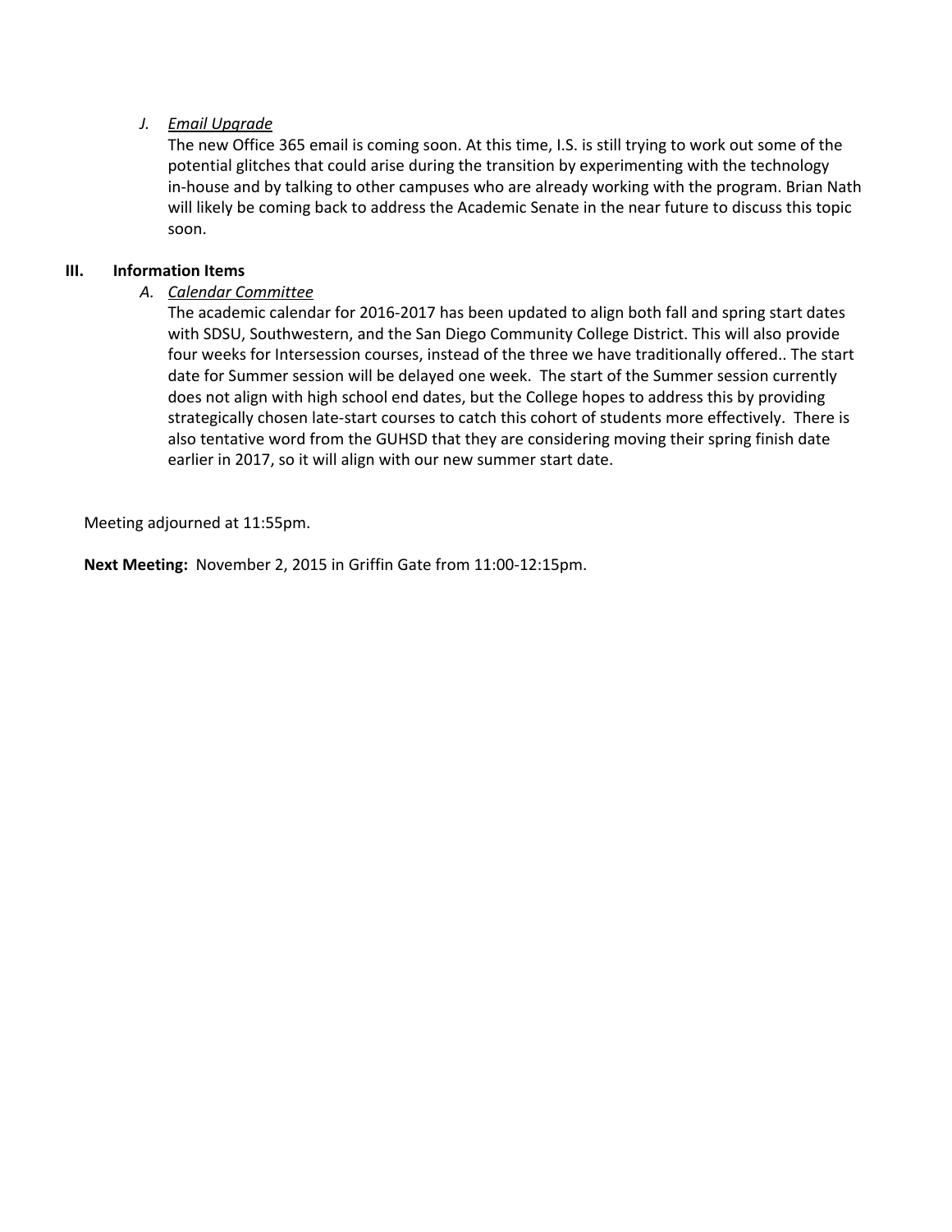J. *Email Upgrade*

The new Office 365 email is coming soon. At this time, I.S. is still trying to work out some of the potential glitches that could arise during the transition by experimenting with the technology in-house and by talking to other campuses who are already working with the program. Brian Nath will likely be coming back to address the Academic Senate in the near future to discuss this topic soon.

## III. Information Items

A. *Calendar Committee*

The academic calendar for 2016-2017 has been updated to align both fall and spring start dates with SDSU, Southwestern, and the San Diego Community College District. This will also provide four weeks for Intersession courses, instead of the three we have traditionally offered.. The start date for Summer session will be delayed one week. The start of the Summer session currently does not align with high school end dates, but the College hopes to address this by providing strategically chosen late-start courses to catch this cohort of students more effectively. There is also tentative word from the GUHSD that they are considering moving their spring finish date earlier in 2017, so it will align with our new summer start date.

Meeting adjourned at 11:55pm.

**Next Meeting:** November 2, 2015 in Griffin Gate from 11:00-12:15pm.